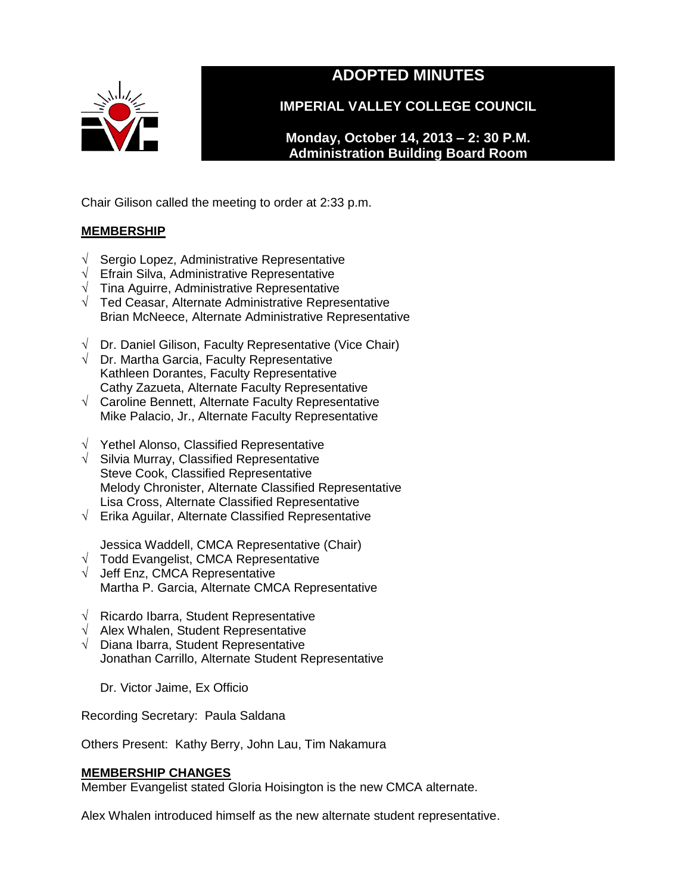# ADOPTED MINUTES

## IMPERIAL VALLEY COLLEGE COUNCIL

**Monday, October 14, 2013 – 2: 30 P.M.**
**Administration Building Board Room**

Chair Gilison called the meeting to order at 2:33 p.m.

**MEMBERSHIP**

√ Sergio Lopez, Administrative Representative
√ Efrain Silva, Administrative Representative
√ Tina Aguirre, Administrative Representative
√ Ted Ceasar, Alternate Administrative Representative
Brian McNeece, Alternate Administrative Representative

√ Dr. Daniel Gilison, Faculty Representative (Vice Chair)
√ Dr. Martha Garcia, Faculty Representative
Kathleen Dorantes, Faculty Representative
Cathy Zazueta, Alternate Faculty Representative
√ Caroline Bennett, Alternate Faculty Representative
Mike Palacio, Jr., Alternate Faculty Representative

√ Yethel Alonso, Classified Representative
√ Silvia Murray, Classified Representative
Steve Cook, Classified Representative
Melody Chronister, Alternate Classified Representative
Lisa Cross, Alternate Classified Representative
√ Erika Aguilar, Alternate Classified Representative

Jessica Waddell, CMCA Representative (Chair)
√ Todd Evangelist, CMCA Representative
√ Jeff Enz, CMCA Representative
Martha P. Garcia, Alternate CMCA Representative

√ Ricardo Ibarra, Student Representative
√ Alex Whalen, Student Representative
√ Diana Ibarra, Student Representative
Jonathan Carrillo, Alternate Student Representative

Dr. Victor Jaime, Ex Officio

Recording Secretary: Paula Saldana

Others Present: Kathy Berry, John Lau, Tim Nakamura

**MEMBERSHIP CHANGES**

Member Evangelist stated Gloria Hoisington is the new CMCA alternate.

Alex Whalen introduced himself as the new alternate student representative.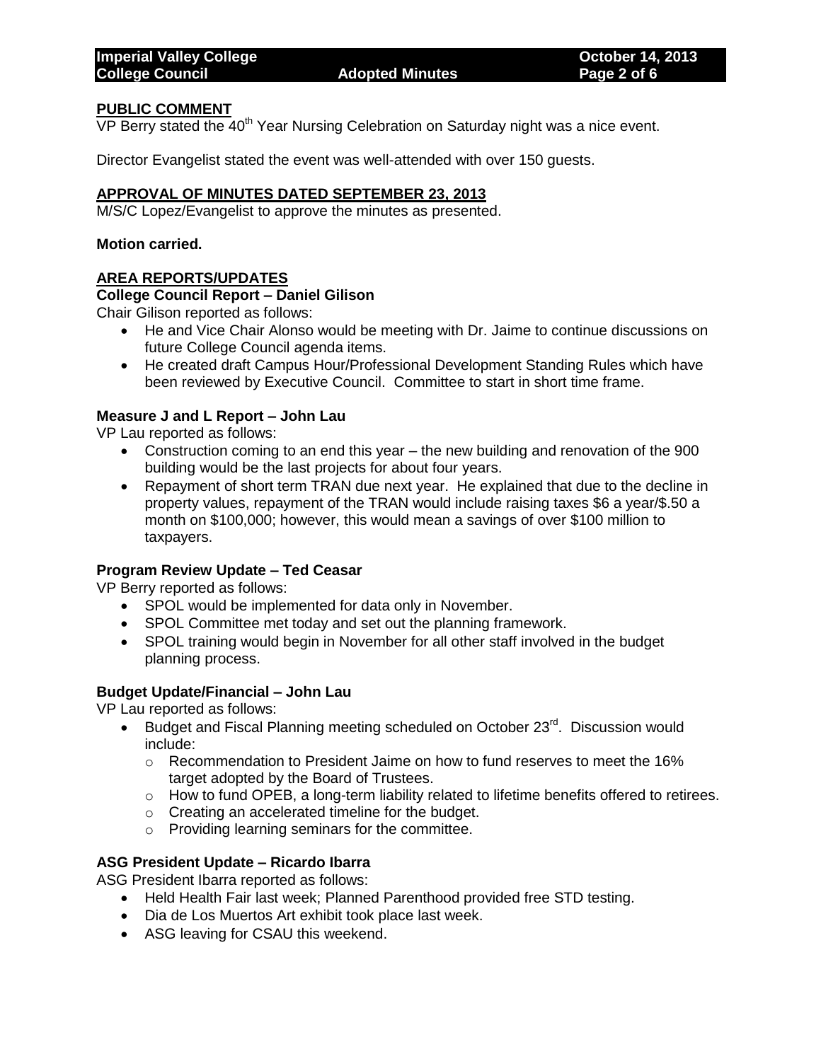## PUBLIC COMMENT

VP Berry stated the 40th Year Nursing Celebration on Saturday night was a nice event.

Director Evangelist stated the event was well-attended with over 150 guests.

## APPROVAL OF MINUTES DATED SEPTEMBER 23, 2013

M/S/C Lopez/Evangelist to approve the minutes as presented.

**Motion carried.**

## AREA REPORTS/UPDATES

### College Council Report – Daniel Gilison

Chair Gilison reported as follows:

- He and Vice Chair Alonso would be meeting with Dr. Jaime to continue discussions on future College Council agenda items.
- He created draft Campus Hour/Professional Development Standing Rules which have been reviewed by Executive Council. Committee to start in short time frame.

### Measure J and L Report – John Lau

VP Lau reported as follows:

- Construction coming to an end this year – the new building and renovation of the 900 building would be the last projects for about four years.
- Repayment of short term TRAN due next year. He explained that due to the decline in property values, repayment of the TRAN would include raising taxes $6 a year/$.50 a month on $100,000; however, this would mean a savings of over $100 million to taxpayers.

### Program Review Update – Ted Ceasar

VP Berry reported as follows:

- SPOL would be implemented for data only in November.
- SPOL Committee met today and set out the planning framework.
- SPOL training would begin in November for all other staff involved in the budget planning process.

### Budget Update/Financial – John Lau

VP Lau reported as follows:

- Budget and Fiscal Planning meeting scheduled on October 23rd. Discussion would include:
  - Recommendation to President Jaime on how to fund reserves to meet the 16% target adopted by the Board of Trustees.
  - How to fund OPEB, a long-term liability related to lifetime benefits offered to retirees.
  - Creating an accelerated timeline for the budget.
  - Providing learning seminars for the committee.

### ASG President Update – Ricardo Ibarra

ASG President Ibarra reported as follows:

- Held Health Fair last week; Planned Parenthood provided free STD testing.
- Dia de Los Muertos Art exhibit took place last week.
- ASG leaving for CSAU this weekend.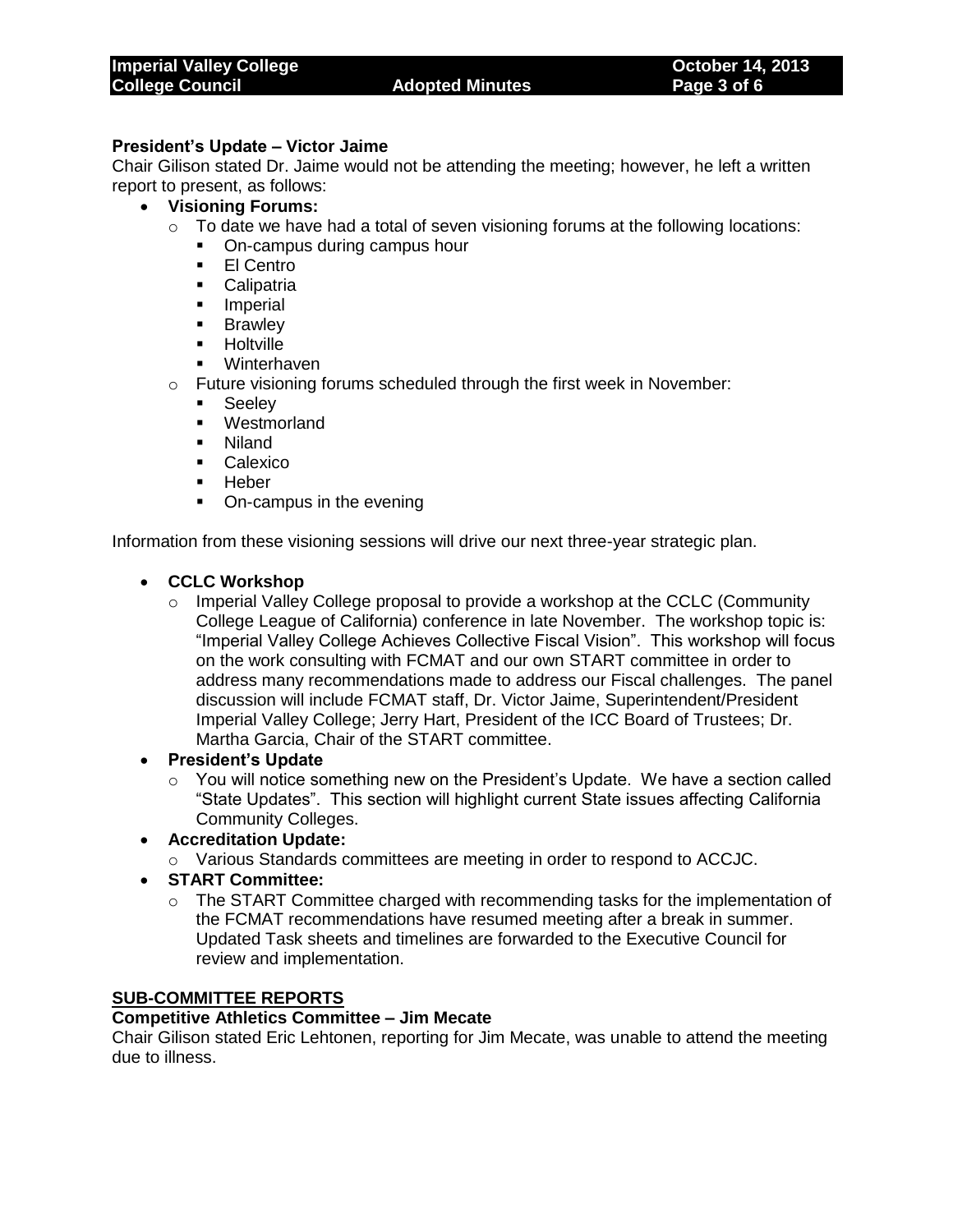**President's Update – Victor Jaime**

Chair Gilison stated Dr. Jaime would not be attending the meeting; however, he left a written report to present, as follows:

- **Visioning Forums:**
  - To date we have had a total of seven visioning forums at the following locations:
    - On-campus during campus hour
    - El Centro
    - Calipatria
    - Imperial
    - Brawley
    - Holtville
    - Winterhaven
  - Future visioning forums scheduled through the first week in November:
    - Seeley
    - Westmorland
    - Niland
    - Calexico
    - Heber
    - On-campus in the evening

Information from these visioning sessions will drive our next three-year strategic plan.

- **CCLC Workshop**
  - Imperial Valley College proposal to provide a workshop at the CCLC (Community College League of California) conference in late November. The workshop topic is: "Imperial Valley College Achieves Collective Fiscal Vision". This workshop will focus on the work consulting with FCMAT and our own START committee in order to address many recommendations made to address our Fiscal challenges. The panel discussion will include FCMAT staff, Dr. Victor Jaime, Superintendent/President Imperial Valley College; Jerry Hart, President of the ICC Board of Trustees; Dr. Martha Garcia, Chair of the START committee.
- **President's Update**
  - You will notice something new on the President's Update. We have a section called "State Updates". This section will highlight current State issues affecting California Community Colleges.
- **Accreditation Update:**
  - Various Standards committees are meeting in order to respond to ACCJC.
- **START Committee:**
  - The START Committee charged with recommending tasks for the implementation of the FCMAT recommendations have resumed meeting after a break in summer. Updated Task sheets and timelines are forwarded to the Executive Council for review and implementation.

## SUB-COMMITTEE REPORTS

**Competitive Athletics Committee – Jim Mecate**

Chair Gilison stated Eric Lehtonen, reporting for Jim Mecate, was unable to attend the meeting due to illness.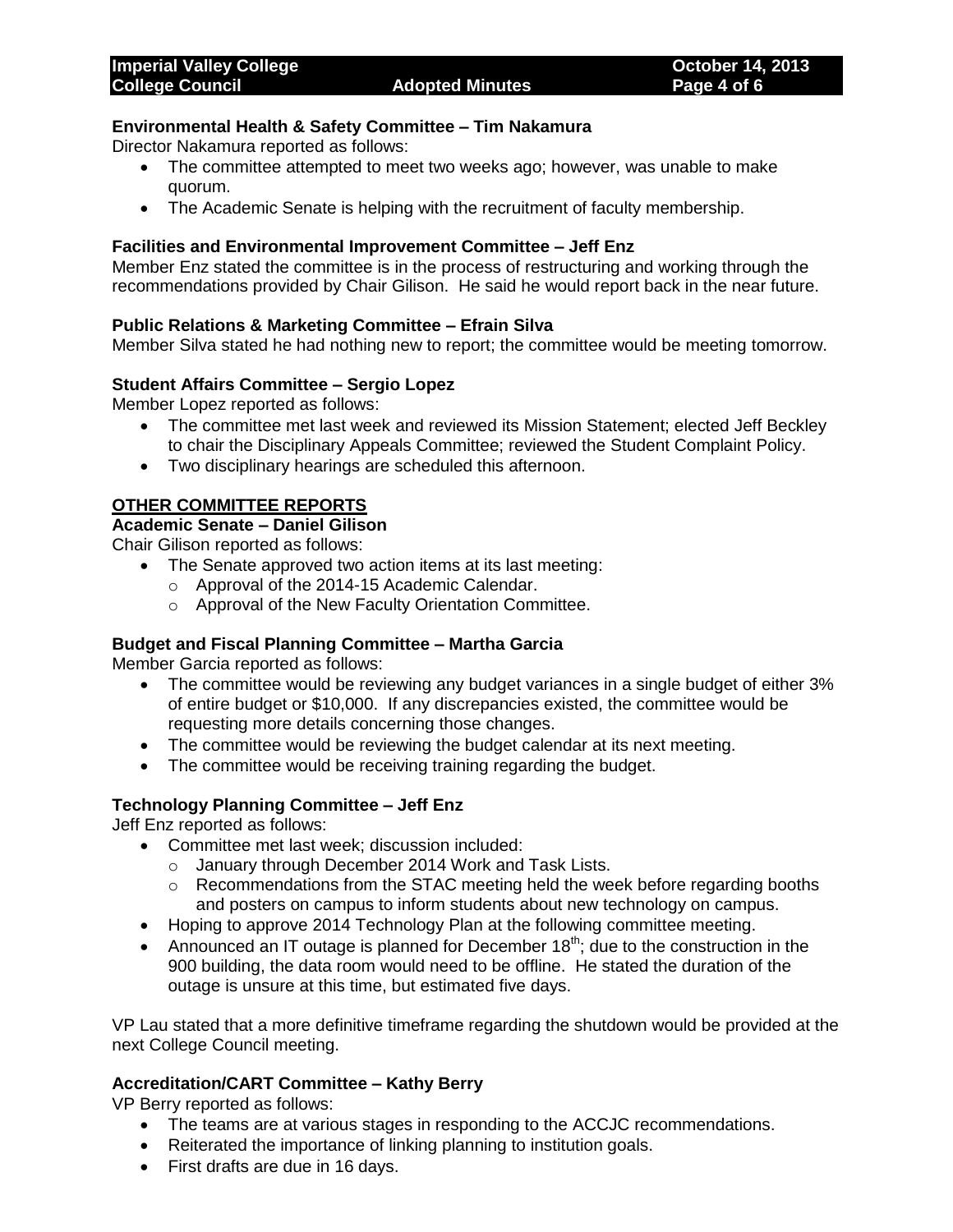**Environmental Health & Safety Committee – Tim Nakamura**

Director Nakamura reported as follows:

- The committee attempted to meet two weeks ago; however, was unable to make quorum.
- The Academic Senate is helping with the recruitment of faculty membership.

**Facilities and Environmental Improvement Committee – Jeff Enz**

Member Enz stated the committee is in the process of restructuring and working through the recommendations provided by Chair Gilison. He said he would report back in the near future.

**Public Relations & Marketing Committee – Efrain Silva**

Member Silva stated he had nothing new to report; the committee would be meeting tomorrow.

**Student Affairs Committee – Sergio Lopez**

Member Lopez reported as follows:

- The committee met last week and reviewed its Mission Statement; elected Jeff Beckley to chair the Disciplinary Appeals Committee; reviewed the Student Complaint Policy.
- Two disciplinary hearings are scheduled this afternoon.

**OTHER COMMITTEE REPORTS**

**Academic Senate – Daniel Gilison**

Chair Gilison reported as follows:

- The Senate approved two action items at its last meeting:
  - Approval of the 2014-15 Academic Calendar.
  - Approval of the New Faculty Orientation Committee.

**Budget and Fiscal Planning Committee – Martha Garcia**

Member Garcia reported as follows:

- The committee would be reviewing any budget variances in a single budget of either 3% of entire budget or $10,000. If any discrepancies existed, the committee would be requesting more details concerning those changes.
- The committee would be reviewing the budget calendar at its next meeting.
- The committee would be receiving training regarding the budget.

**Technology Planning Committee – Jeff Enz**

Jeff Enz reported as follows:

- Committee met last week; discussion included:
  - January through December 2014 Work and Task Lists.
  - Recommendations from the STAC meeting held the week before regarding booths and posters on campus to inform students about new technology on campus.
- Hoping to approve 2014 Technology Plan at the following committee meeting.
- Announced an IT outage is planned for December 18th; due to the construction in the 900 building, the data room would need to be offline. He stated the duration of the outage is unsure at this time, but estimated five days.

VP Lau stated that a more definitive timeframe regarding the shutdown would be provided at the next College Council meeting.

**Accreditation/CART Committee – Kathy Berry**

VP Berry reported as follows:

- The teams are at various stages in responding to the ACCJC recommendations.
- Reiterated the importance of linking planning to institution goals.
- First drafts are due in 16 days.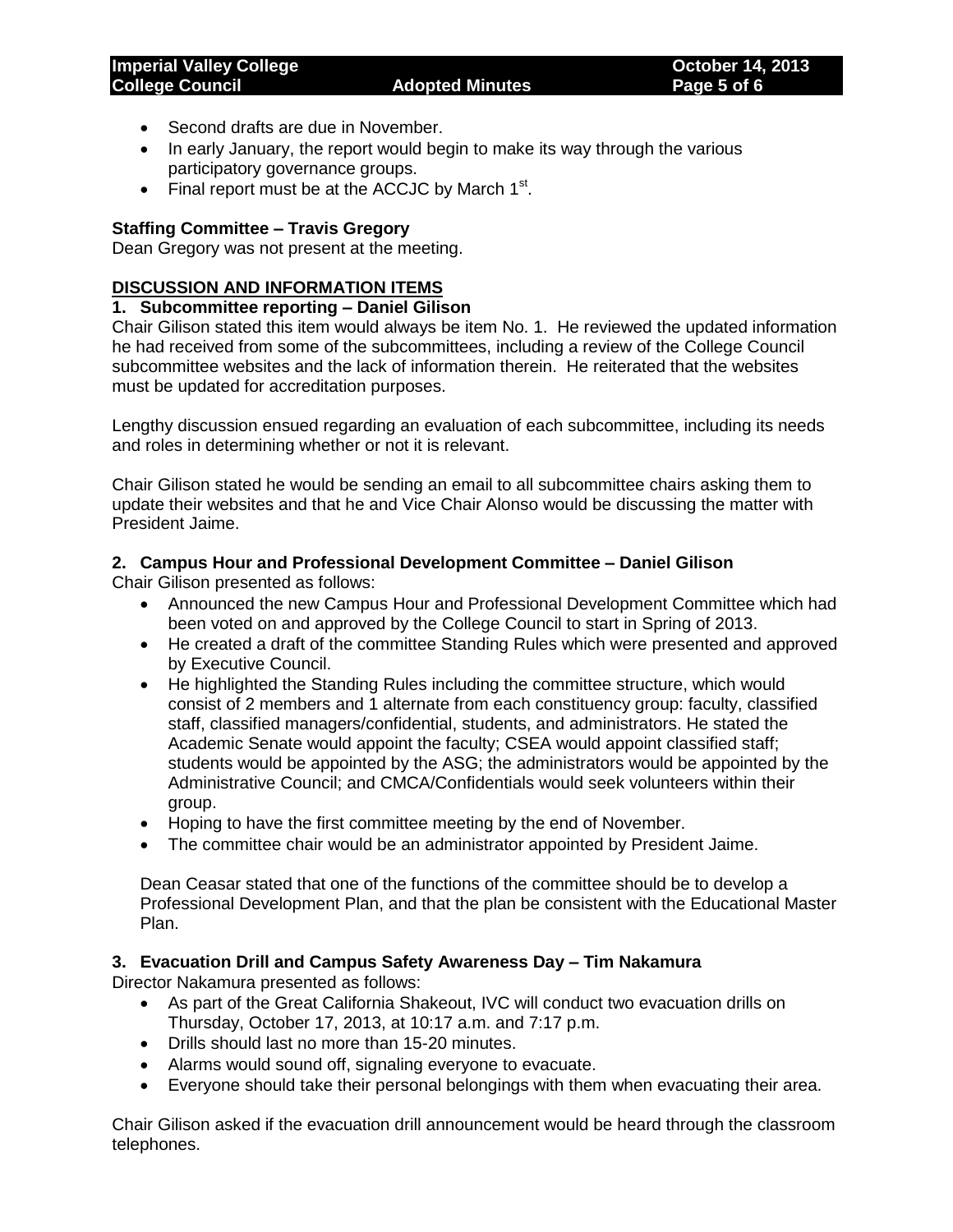- Second drafts are due in November.
- In early January, the report would begin to make its way through the various participatory governance groups.
- Final report must be at the ACCJC by March 1st.

**Staffing Committee – Travis Gregory**
Dean Gregory was not present at the meeting.

**DISCUSSION AND INFORMATION ITEMS**

**1. Subcommittee reporting – Daniel Gilison**
Chair Gilison stated this item would always be item No. 1. He reviewed the updated information he had received from some of the subcommittees, including a review of the College Council subcommittee websites and the lack of information therein. He reiterated that the websites must be updated for accreditation purposes.

Lengthy discussion ensued regarding an evaluation of each subcommittee, including its needs and roles in determining whether or not it is relevant.

Chair Gilison stated he would be sending an email to all subcommittee chairs asking them to update their websites and that he and Vice Chair Alonso would be discussing the matter with President Jaime.

**2. Campus Hour and Professional Development Committee – Daniel Gilison**
Chair Gilison presented as follows:

- Announced the new Campus Hour and Professional Development Committee which had been voted on and approved by the College Council to start in Spring of 2013.
- He created a draft of the committee Standing Rules which were presented and approved by Executive Council.
- He highlighted the Standing Rules including the committee structure, which would consist of 2 members and 1 alternate from each constituency group: faculty, classified staff, classified managers/confidential, students, and administrators. He stated the Academic Senate would appoint the faculty; CSEA would appoint classified staff; students would be appointed by the ASG; the administrators would be appointed by the Administrative Council; and CMCA/Confidentials would seek volunteers within their group.
- Hoping to have the first committee meeting by the end of November.
- The committee chair would be an administrator appointed by President Jaime.

Dean Ceasar stated that one of the functions of the committee should be to develop a Professional Development Plan, and that the plan be consistent with the Educational Master Plan.

**3. Evacuation Drill and Campus Safety Awareness Day – Tim Nakamura**
Director Nakamura presented as follows:

- As part of the Great California Shakeout, IVC will conduct two evacuation drills on Thursday, October 17, 2013, at 10:17 a.m. and 7:17 p.m.
- Drills should last no more than 15-20 minutes.
- Alarms would sound off, signaling everyone to evacuate.
- Everyone should take their personal belongings with them when evacuating their area.

Chair Gilison asked if the evacuation drill announcement would be heard through the classroom telephones.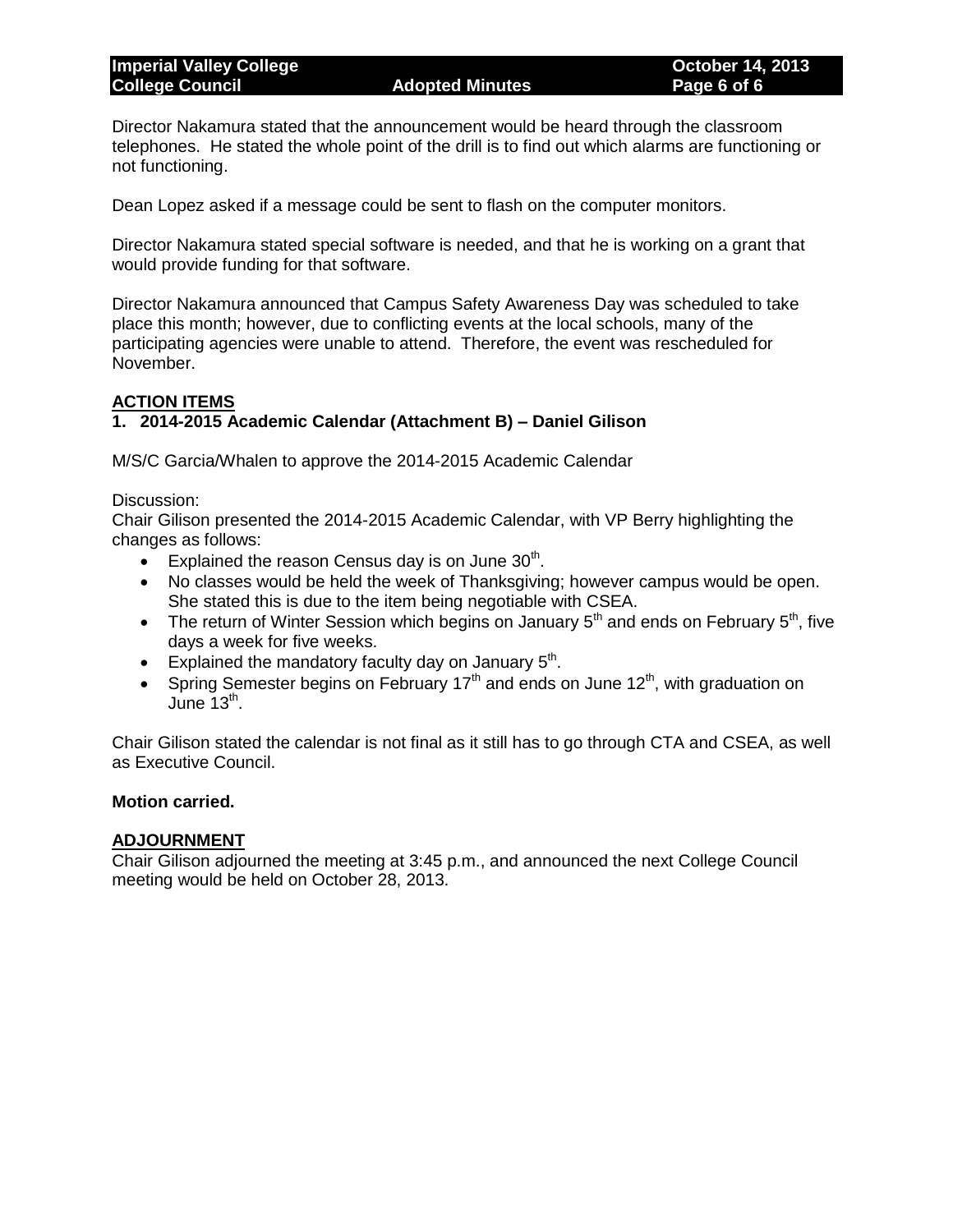Director Nakamura stated that the announcement would be heard through the classroom telephones. He stated the whole point of the drill is to find out which alarms are functioning or not functioning.

Dean Lopez asked if a message could be sent to flash on the computer monitors.

Director Nakamura stated special software is needed, and that he is working on a grant that would provide funding for that software.

Director Nakamura announced that Campus Safety Awareness Day was scheduled to take place this month; however, due to conflicting events at the local schools, many of the participating agencies were unable to attend. Therefore, the event was rescheduled for November.

## ACTION ITEMS

**1. 2014-2015 Academic Calendar (Attachment B) – Daniel Gilison**

M/S/C Garcia/Whalen to approve the 2014-2015 Academic Calendar

Discussion:
Chair Gilison presented the 2014-2015 Academic Calendar, with VP Berry highlighting the changes as follows:

- Explained the reason Census day is on June 30th.
- No classes would be held the week of Thanksgiving; however campus would be open. She stated this is due to the item being negotiable with CSEA.
- The return of Winter Session which begins on January 5th and ends on February 5th, five days a week for five weeks.
- Explained the mandatory faculty day on January 5th.
- Spring Semester begins on February 17th and ends on June 12th, with graduation on June 13th.

Chair Gilison stated the calendar is not final as it still has to go through CTA and CSEA, as well as Executive Council.

**Motion carried.**

## ADJOURNMENT

Chair Gilison adjourned the meeting at 3:45 p.m., and announced the next College Council meeting would be held on October 28, 2013.